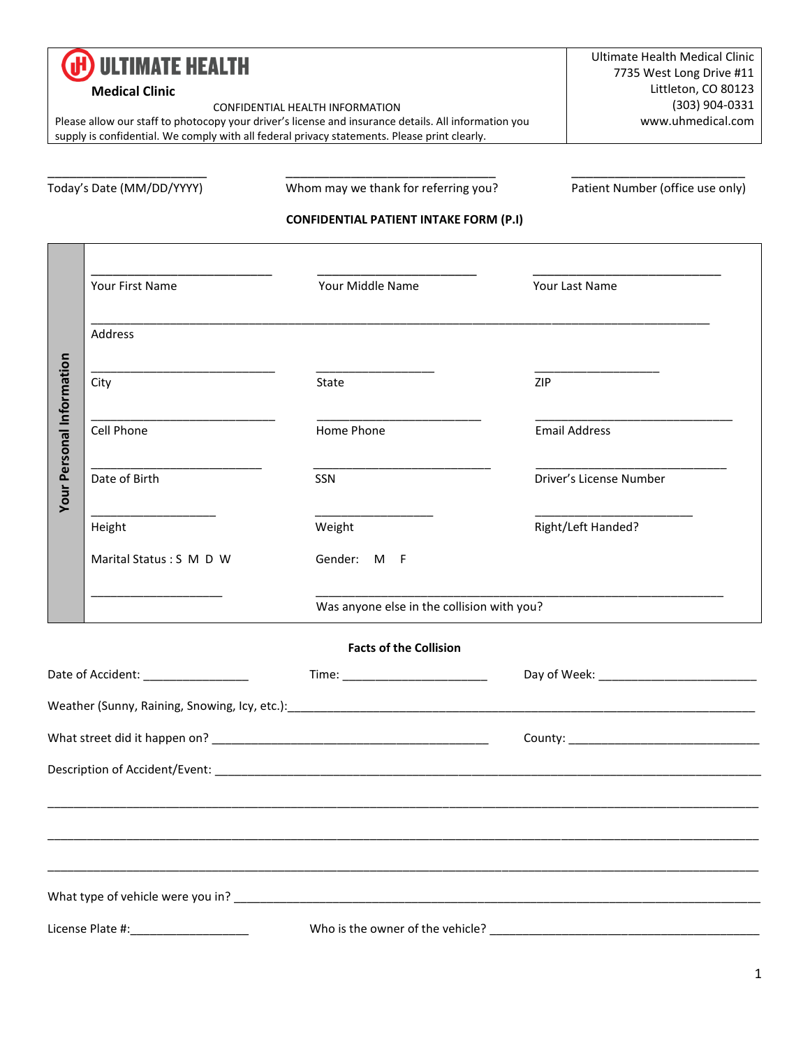# ULTIMATE HEALTH
**Medical Clinic**

CONFIDENTIAL HEALTH INFORMATION

Please allow our staff to photocopy your driver's license and insurance details. All information you supply is confidential. We comply with all federal privacy statements. Please print clearly.

Ultimate Health Medical Clinic
7735 West Long Drive #11
Littleton, CO 80123
(303) 904-0331
www.uhmedical.com

Today's Date (MM/DD/YYYY) ______________________

Whom may we thank for referring you? ______________________

Patient Number (office use only) ______________________

**CONFIDENTIAL PATIENT INTAKE FORM (P.I)**

## Your Personal Information

| | | |
|---|---|---|
| Your First Name ______________ | Your Middle Name ______________ | Your Last Name ______________ |
| Address ______________ | | |
| City ______________ | State ______________ | ZIP ______________ |
| Cell Phone ______________ | Home Phone ______________ | Email Address ______________ |
| Date of Birth ______________ | SSN ______________ | Driver's License Number ______________ |
| Height ______________ | Weight ______________ | Right/Left Handed? ______________ |
| Marital Status : S M D W | Gender: M F | |
| ______________ | Was anyone else in the collision with you? ______________ | |

**Facts of the Collision**

Date of Accident: ________________ Time: ______________________ Day of Week: ________________________

Weather (Sunny, Raining, Snowing, Icy, etc.):________________________________________________

What street did it happen on? ______________________________________ County: ______________________

Description of Accident/Event: ______________________________________________________________

______________________________________________________________________________________

______________________________________________________________________________________

______________________________________________________________________________________

What type of vehicle were you in? ___________________________________________________________

License Plate #:__________________ Who is the owner of the vehicle? ___________________________________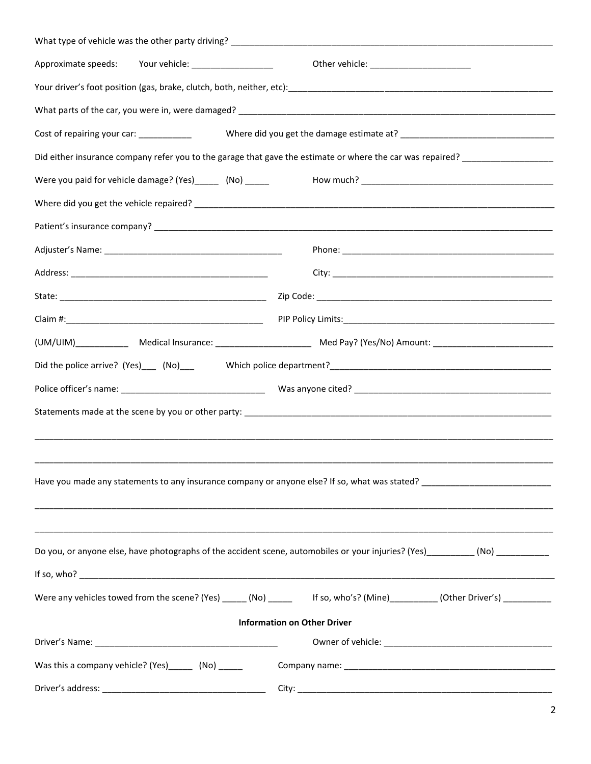What type of vehicle was the other party driving? ___________________________________________________________________

Approximate speeds: Your vehicle: _________________ Other vehicle: _____________________

Your driver's foot position (gas, brake, clutch, both, neither, etc):____________________________________________________

What parts of the car, you were in, were damaged? ____________________________________________________________

Cost of repairing your car: ___________ Where did you get the damage estimate at? _________________________________

Did either insurance company refer you to the garage that gave the estimate or where the car was repaired? __________________

Were you paid for vehicle damage? (Yes)_____ (No) _____ How much? __________________________________________

Where did you get the vehicle repaired? ____________________________________________________________________

Patient's insurance company? ___________________________________________________________________________

Adjuster's Name: _____________________________________ Phone: ____________________________________________

Address: _________________________________________ City: _______________________________________________

State: _____________________________________________ Zip Code: ___________________________________________

Claim #:__________________________________________ PIP Policy Limits:_____________________________________

(UM/UIM)___________ Medical Insurance: ____________________ Med Pay? (Yes/No) Amount: _________________________

Did the police arrive? (Yes)___ (No)___ Which police department?_______________________________________________

Police officer's name: ______________________________ Was anyone cited? __________________________________________

Statements made at the scene by you or other party: _________________________________________________________________

____________________________________________________________________________________________________________

____________________________________________________________________________________________________________

Have you made any statements to any insurance company or anyone else? If so, what was stated? ___________________________

____________________________________________________________________________________________________________

____________________________________________________________________________________________________________

Do you, or anyone else, have photographs of the accident scene, automobiles or your injuries? (Yes)__________ (No) ___________

If so, who? __________________________________________________________________________________________________

Were any vehicles towed from the scene? (Yes) _____ (No) _____ If so, who's? (Mine)__________ (Other Driver's) __________

**Information on Other Driver**

Driver's Name: ______________________________________ Owner of vehicle: ___________________________________

Was this a company vehicle? (Yes)_____ (No) _____ Company name: ______________________________________________

Driver's address: _________________________________ City: ______________________________________________________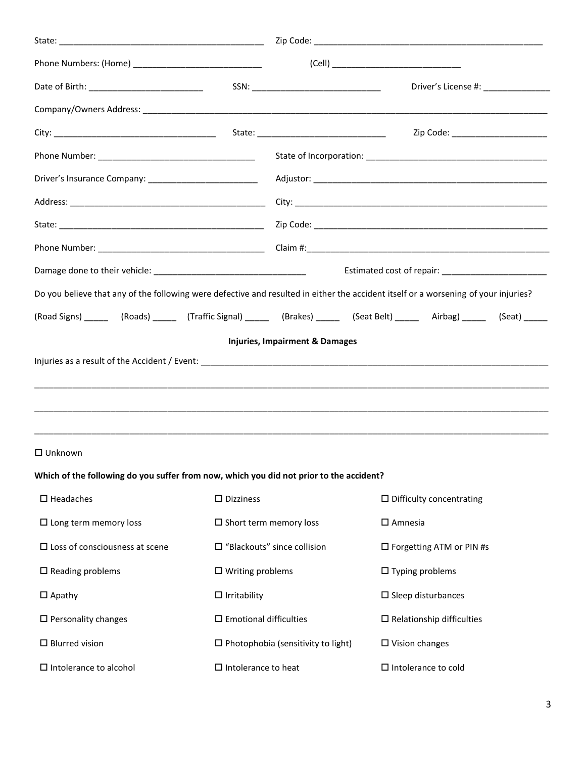State: ____________________________________________ Zip Code: ________________________________________________

Phone Numbers: (Home) ___________________________ (Cell) ___________________________

Date of Birth: ________________________ SSN: ___________________________ Driver's License #: ______________

Company/Owners Address: _____________________________________________________________________________________

City: __________________________________ State: ___________________________ Zip Code: ____________________

Phone Number: ________________________________ State of Incorporation: _____________________________________

Driver's Insurance Company: _______________________ Adjustor: _________________________________________________

Address: _________________________________________ City: ______________________________________________________

State: ____________________________________________ Zip Code: __________________________________________________

Phone Number: ____________________________________ Claim #:____________________________________________________

Damage done to their vehicle: _______________________________ Estimated cost of repair: ______________________

Do you believe that any of the following were defective and resulted in either the accident itself or a worsening of your injuries?

(Road Signs) _____ (Roads) _____ (Traffic Signal) _____ (Brakes) _____ (Seat Belt) _____ Airbag) _____ (Seat) _____

**Injuries, Impairment & Damages**

Injuries as a result of the Accident / Event: ____________________________________________________________________

______________________________________________________________________________________________________

______________________________________________________________________________________________________

______________________________________________________________________________________________________

☐ Unknown

**Which of the following do you suffer from now, which you did not prior to the accident?**

- ☐ Headaches
- ☐ Dizziness
- ☐ Difficulty concentrating
- ☐ Long term memory loss
- ☐ Short term memory loss
- ☐ Amnesia
- ☐ Loss of consciousness at scene
- ☐ "Blackouts" since collision
- ☐ Forgetting ATM or PIN #s
- ☐ Reading problems
- ☐ Writing problems
- ☐ Typing problems
- ☐ Apathy
- ☐ Irritability
- ☐ Sleep disturbances
- ☐ Personality changes
- ☐ Emotional difficulties
- ☐ Relationship difficulties
- ☐ Blurred vision
- ☐ Photophobia (sensitivity to light)
- ☐ Vision changes
- ☐ Intolerance to alcohol
- ☐ Intolerance to heat
- ☐ Intolerance to cold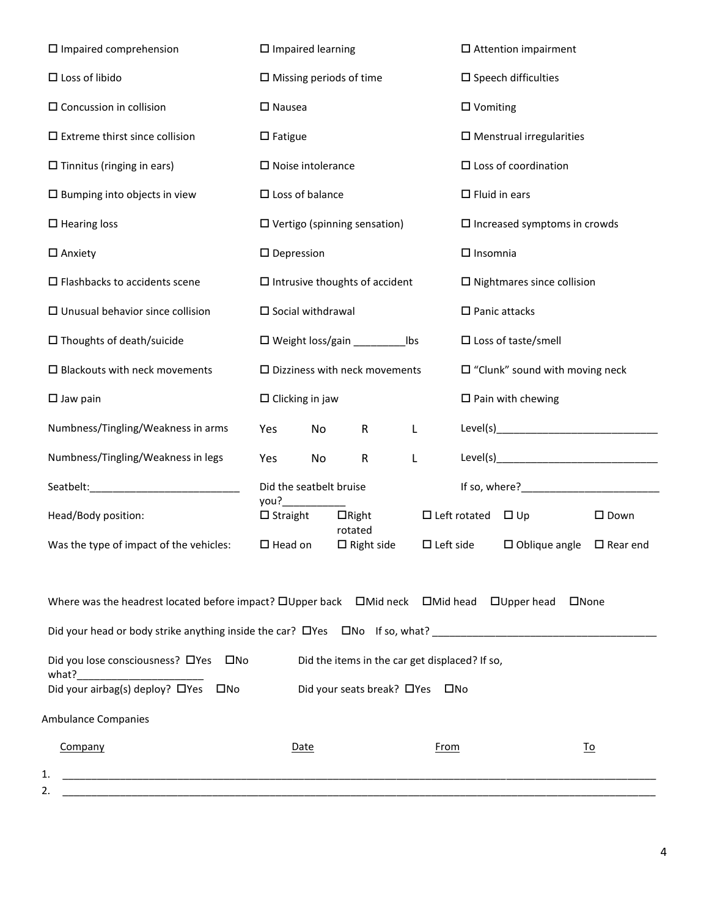| | | |
|---|---|---|
| ☐ Impaired comprehension | ☐ Impaired learning | ☐ Attention impairment |
| ☐ Loss of libido | ☐ Missing periods of time | ☐ Speech difficulties |
| ☐ Concussion in collision | ☐ Nausea | ☐ Vomiting |
| ☐ Extreme thirst since collision | ☐ Fatigue | ☐ Menstrual irregularities |
| ☐ Tinnitus (ringing in ears) | ☐ Noise intolerance | ☐ Loss of coordination |
| ☐ Bumping into objects in view | ☐ Loss of balance | ☐ Fluid in ears |
| ☐ Hearing loss | ☐ Vertigo (spinning sensation) | ☐ Increased symptoms in crowds |
| ☐ Anxiety | ☐ Depression | ☐ Insomnia |
| ☐ Flashbacks to accidents scene | ☐ Intrusive thoughts of accident | ☐ Nightmares since collision |
| ☐ Unusual behavior since collision | ☐ Social withdrawal | ☐ Panic attacks |
| ☐ Thoughts of death/suicide | ☐ Weight loss/gain _________lbs | ☐ Loss of taste/smell |
| ☐ Blackouts with neck movements | ☐ Dizziness with neck movements | ☐ "Clunk" sound with moving neck |
| ☐ Jaw pain | ☐ Clicking in jaw | ☐ Pain with chewing |

Numbness/Tingling/Weakness in arms Yes No R L Level(s)____________________________

Numbness/Tingling/Weakness in legs Yes No R L Level(s)____________________________

Seatbelt:__________________________ Did the seatbelt bruise you?___________ If so, where?________________________

Head/Body position: ☐ Straight ☐Right rotated ☐ Left rotated ☐ Up ☐ Down

Was the type of impact of the vehicles: ☐ Head on ☐ Right side ☐ Left side ☐ Oblique angle ☐ Rear end

Where was the headrest located before impact? ☐Upper back ☐Mid neck ☐Mid head ☐Upper head ☐None

Did your head or body strike anything inside the car? ☐Yes ☐No If so, what? ______________________________________

Did you lose consciousness? ☐Yes ☐No Did the items in the car get displaced? If so, what?______________________

Did your airbag(s) deploy? ☐Yes ☐No Did your seats break? ☐Yes ☐No

Ambulance Companies

| | Company | Date | From | To |
|---|---|---|---|---|
| 1. | | | | |
| 2. | | | | |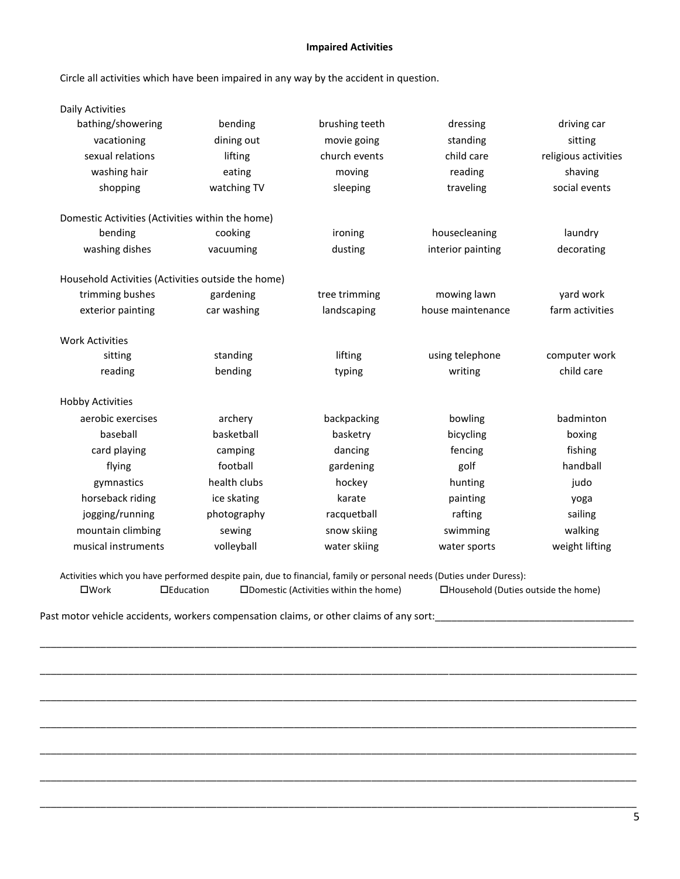**Impaired Activities**

Circle all activities which have been impaired in any way by the accident in question.

Daily Activities

| | | | | |
|---|---|---|---|---|
| bathing/showering | bending | brushing teeth | dressing | driving car |
| vacationing | dining out | movie going | standing | sitting |
| sexual relations | lifting | church events | child care | religious activities |
| washing hair | eating | moving | reading | shaving |
| shopping | watching TV | sleeping | traveling | social events |

Domestic Activities (Activities within the home)

| | | | | |
|---|---|---|---|---|
| bending | cooking | ironing | housecleaning | laundry |
| washing dishes | vacuuming | dusting | interior painting | decorating |

Household Activities (Activities outside the home)

| | | | | |
|---|---|---|---|---|
| trimming bushes | gardening | tree trimming | mowing lawn | yard work |
| exterior painting | car washing | landscaping | house maintenance | farm activities |

Work Activities

| | | | | |
|---|---|---|---|---|
| sitting | standing | lifting | using telephone | computer work |
| reading | bending | typing | writing | child care |

Hobby Activities

| | | | | |
|---|---|---|---|---|
| aerobic exercises | archery | backpacking | bowling | badminton |
| baseball | basketball | basketry | bicycling | boxing |
| card playing | camping | dancing | fencing | fishing |
| flying | football | gardening | golf | handball |
| gymnastics | health clubs | hockey | hunting | judo |
| horseback riding | ice skating | karate | painting | yoga |
| jogging/running | photography | racquetball | rafting | sailing |
| mountain climbing | sewing | snow skiing | swimming | walking |
| musical instruments | volleyball | water skiing | water sports | weight lifting |

Activities which you have performed despite pain, due to financial, family or personal needs (Duties under Duress):

☐Work ☐Education ☐Domestic (Activities within the home) ☐Household (Duties outside the home)

Past motor vehicle accidents, workers compensation claims, or other claims of any sort:___________________________________

_____________________________________________________________________________________________________

_____________________________________________________________________________________________________

_____________________________________________________________________________________________________

_____________________________________________________________________________________________________

_____________________________________________________________________________________________________

_____________________________________________________________________________________________________

_____________________________________________________________________________________________________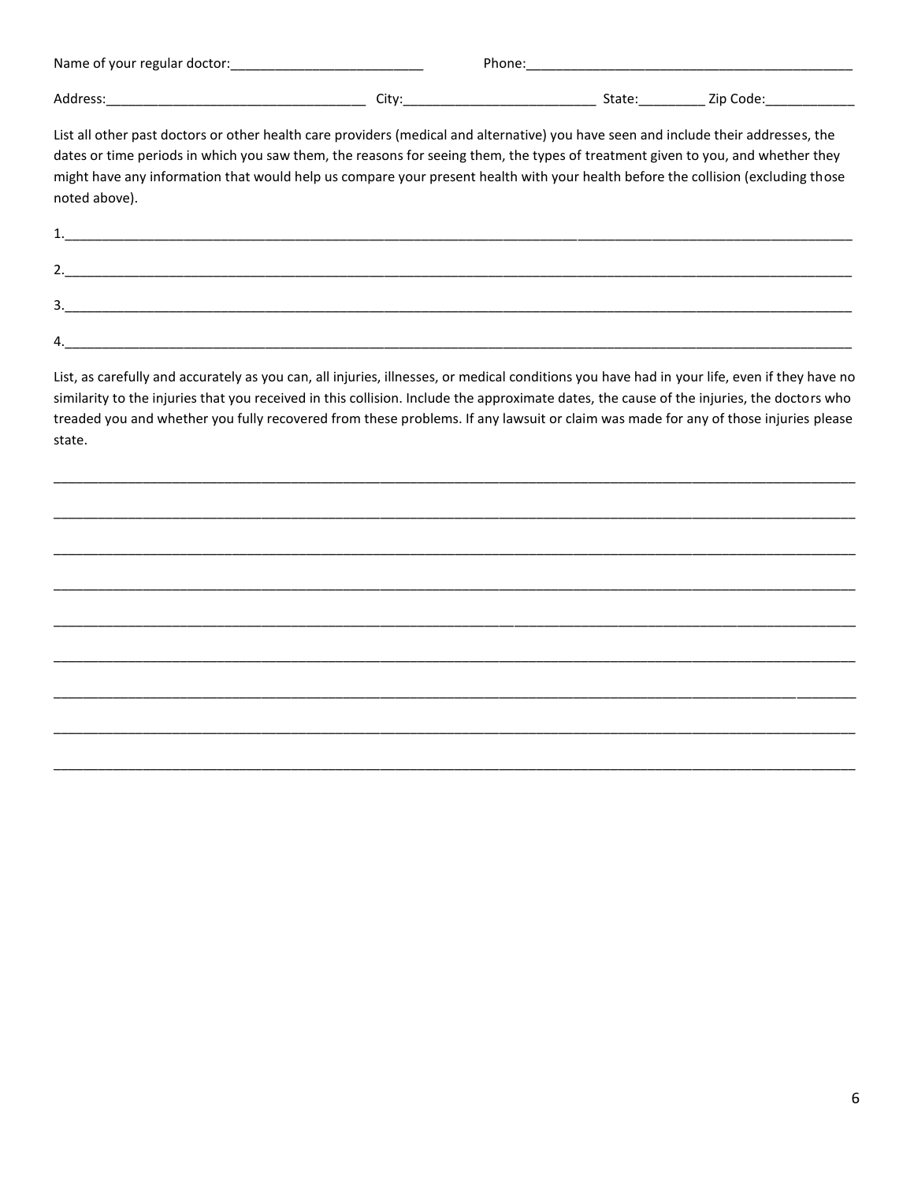Name of your regular doctor:__________________________ Phone:____________________________________________

Address:__________________________________ City:__________________________ State:_________ Zip Code:____________

List all other past doctors or other health care providers (medical and alternative) you have seen and include their addresses, the dates or time periods in which you saw them, the reasons for seeing them, the types of treatment given to you, and whether they might have any information that would help us compare your present health with your health before the collision (excluding those noted above).

1.____________________________________________________________________________________________________________

2.____________________________________________________________________________________________________________

3.____________________________________________________________________________________________________________

4.____________________________________________________________________________________________________________

List, as carefully and accurately as you can, all injuries, illnesses, or medical conditions you have had in your life, even if they have no similarity to the injuries that you received in this collision. Include the approximate dates, the cause of the injuries, the doctors who treaded you and whether you fully recovered from these problems. If any lawsuit or claim was made for any of those injuries please state.

______________________________________________________________________________________________________________

______________________________________________________________________________________________________________

______________________________________________________________________________________________________________

______________________________________________________________________________________________________________

______________________________________________________________________________________________________________

______________________________________________________________________________________________________________

______________________________________________________________________________________________________________

______________________________________________________________________________________________________________

______________________________________________________________________________________________________________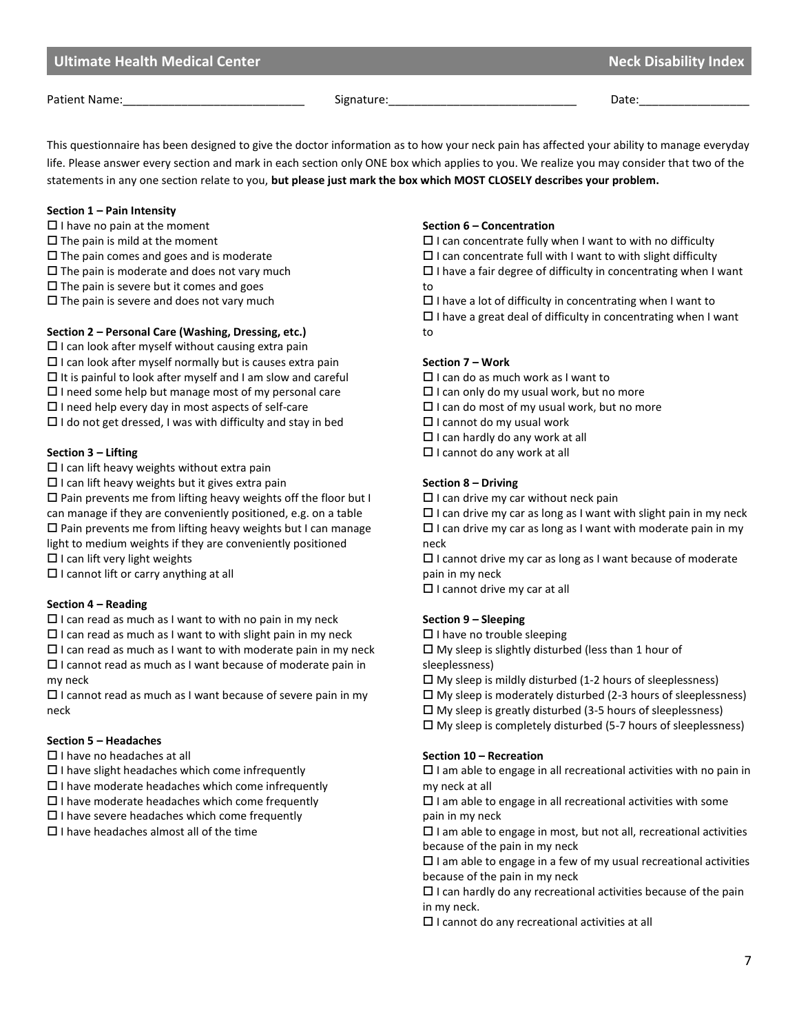**Ultimate Health Medical Center** **Neck Disability Index**

Patient Name:___________________________ Signature:____________________________ Date:_________________

This questionnaire has been designed to give the doctor information as to how your neck pain has affected your ability to manage everyday life. Please answer every section and mark in each section only ONE box which applies to you. We realize you may consider that two of the statements in any one section relate to you, **but please just mark the box which MOST CLOSELY describes your problem.**

**Section 1 – Pain Intensity**

- ☐ I have no pain at the moment
- ☐ The pain is mild at the moment
- ☐ The pain comes and goes and is moderate
- ☐ The pain is moderate and does not vary much
- ☐ The pain is severe but it comes and goes
- ☐ The pain is severe and does not vary much

**Section 2 – Personal Care (Washing, Dressing, etc.)**

- ☐ I can look after myself without causing extra pain
- ☐ I can look after myself normally but is causes extra pain
- ☐ It is painful to look after myself and I am slow and careful
- ☐ I need some help but manage most of my personal care
- ☐ I need help every day in most aspects of self-care
- ☐ I do not get dressed, I was with difficulty and stay in bed

**Section 3 – Lifting**

- ☐ I can lift heavy weights without extra pain
- ☐ I can lift heavy weights but it gives extra pain
- ☐ Pain prevents me from lifting heavy weights off the floor but I can manage if they are conveniently positioned, e.g. on a table
- ☐ Pain prevents me from lifting heavy weights but I can manage light to medium weights if they are conveniently positioned
- ☐ I can lift very light weights
- ☐ I cannot lift or carry anything at all

**Section 4 – Reading**

- ☐ I can read as much as I want to with no pain in my neck
- ☐ I can read as much as I want to with slight pain in my neck
- ☐ I can read as much as I want to with moderate pain in my neck
- ☐ I cannot read as much as I want because of moderate pain in my neck
- ☐ I cannot read as much as I want because of severe pain in my neck

**Section 5 – Headaches**

- ☐ I have no headaches at all
- ☐ I have slight headaches which come infrequently
- ☐ I have moderate headaches which come infrequently
- ☐ I have moderate headaches which come frequently
- ☐ I have severe headaches which come frequently
- ☐ I have headaches almost all of the time

**Section 6 – Concentration**

- ☐ I can concentrate fully when I want to with no difficulty
- ☐ I can concentrate full with I want to with slight difficulty
- ☐ I have a fair degree of difficulty in concentrating when I want to
- ☐ I have a lot of difficulty in concentrating when I want to
- ☐ I have a great deal of difficulty in concentrating when I want to

**Section 7 – Work**

- ☐ I can do as much work as I want to
- ☐ I can only do my usual work, but no more
- ☐ I can do most of my usual work, but no more
- ☐ I cannot do my usual work
- ☐ I can hardly do any work at all
- ☐ I cannot do any work at all

**Section 8 – Driving**

- ☐ I can drive my car without neck pain
- ☐ I can drive my car as long as I want with slight pain in my neck
- ☐ I can drive my car as long as I want with moderate pain in my neck
- ☐ I cannot drive my car as long as I want because of moderate pain in my neck
- ☐ I cannot drive my car at all

**Section 9 – Sleeping**

- ☐ I have no trouble sleeping
- ☐ My sleep is slightly disturbed (less than 1 hour of sleeplessness)
- ☐ My sleep is mildly disturbed (1-2 hours of sleeplessness)
- ☐ My sleep is moderately disturbed (2-3 hours of sleeplessness)
- ☐ My sleep is greatly disturbed (3-5 hours of sleeplessness)
- ☐ My sleep is completely disturbed (5-7 hours of sleeplessness)

**Section 10 – Recreation**

- ☐ I am able to engage in all recreational activities with no pain in my neck at all
- ☐ I am able to engage in all recreational activities with some pain in my neck
- ☐ I am able to engage in most, but not all, recreational activities because of the pain in my neck
- ☐ I am able to engage in a few of my usual recreational activities because of the pain in my neck
- ☐ I can hardly do any recreational activities because of the pain in my neck.
- ☐ I cannot do any recreational activities at all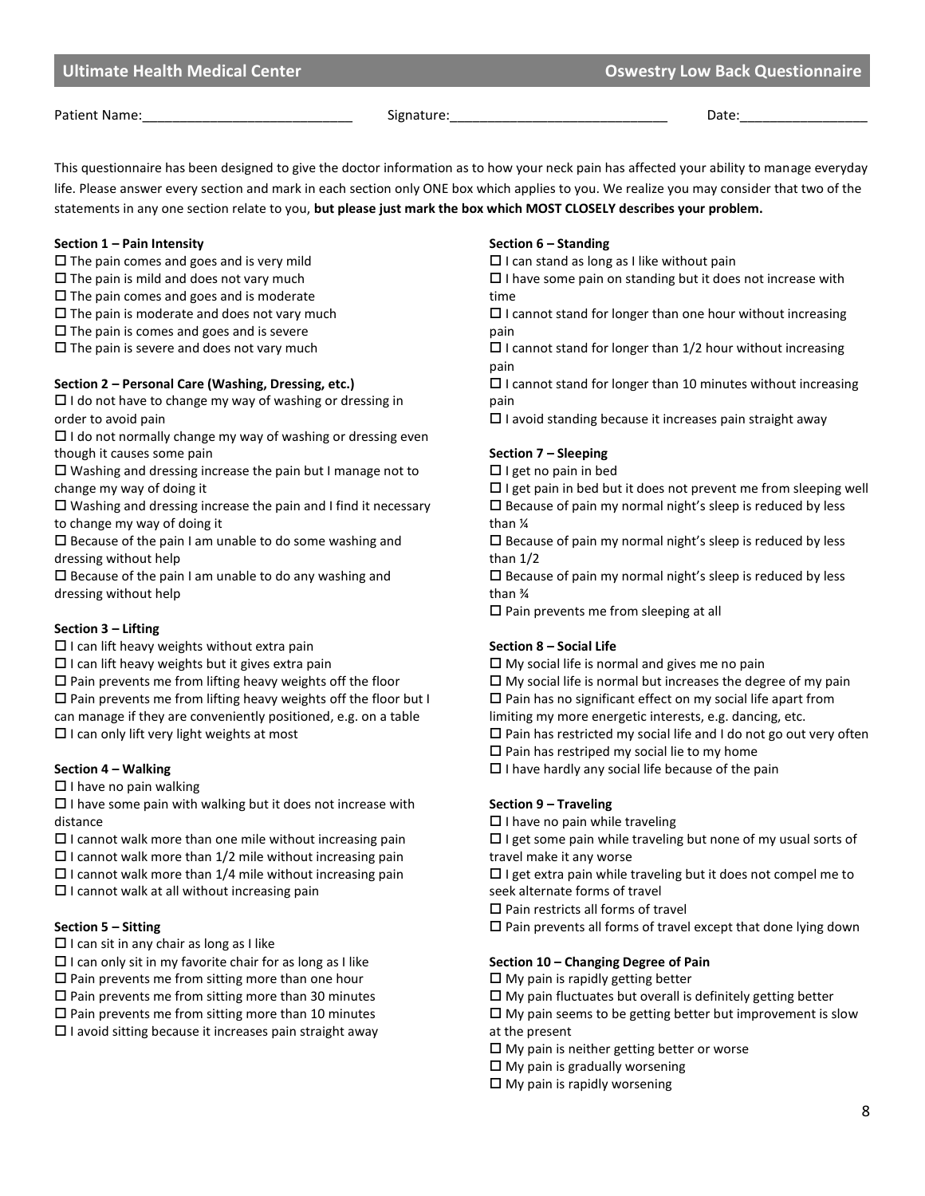**Ultimate Health Medical Center** **Oswestry Low Back Questionnaire**

Patient Name:___________________________ Signature:_____________________________ Date:_________________

This questionnaire has been designed to give the doctor information as to how your neck pain has affected your ability to manage everyday life. Please answer every section and mark in each section only ONE box which applies to you. We realize you may consider that two of the statements in any one section relate to you, **but please just mark the box which MOST CLOSELY describes your problem.**

**Section 1 – Pain Intensity**

- ☐ The pain comes and goes and is very mild
- ☐ The pain is mild and does not vary much
- ☐ The pain comes and goes and is moderate
- ☐ The pain is moderate and does not vary much
- ☐ The pain is comes and goes and is severe
- ☐ The pain is severe and does not vary much

**Section 2 – Personal Care (Washing, Dressing, etc.)**

- ☐ I do not have to change my way of washing or dressing in order to avoid pain
- ☐ I do not normally change my way of washing or dressing even though it causes some pain
- ☐ Washing and dressing increase the pain but I manage not to change my way of doing it
- ☐ Washing and dressing increase the pain and I find it necessary to change my way of doing it
- ☐ Because of the pain I am unable to do some washing and dressing without help
- ☐ Because of the pain I am unable to do any washing and dressing without help

**Section 3 – Lifting**

- ☐ I can lift heavy weights without extra pain
- ☐ I can lift heavy weights but it gives extra pain
- ☐ Pain prevents me from lifting heavy weights off the floor
- ☐ Pain prevents me from lifting heavy weights off the floor but I can manage if they are conveniently positioned, e.g. on a table
- ☐ I can only lift very light weights at most

**Section 4 – Walking**

- ☐ I have no pain walking
- ☐ I have some pain with walking but it does not increase with distance
- ☐ I cannot walk more than one mile without increasing pain
- ☐ I cannot walk more than 1/2 mile without increasing pain
- ☐ I cannot walk more than 1/4 mile without increasing pain
- ☐ I cannot walk at all without increasing pain

**Section 5 – Sitting**

- ☐ I can sit in any chair as long as I like
- ☐ I can only sit in my favorite chair for as long as I like
- ☐ Pain prevents me from sitting more than one hour
- ☐ Pain prevents me from sitting more than 30 minutes
- ☐ Pain prevents me from sitting more than 10 minutes
- ☐ I avoid sitting because it increases pain straight away

**Section 6 – Standing**

- ☐ I can stand as long as I like without pain
- ☐ I have some pain on standing but it does not increase with time
- ☐ I cannot stand for longer than one hour without increasing pain
- ☐ I cannot stand for longer than 1/2 hour without increasing pain
- ☐ I cannot stand for longer than 10 minutes without increasing pain
- ☐ I avoid standing because it increases pain straight away

**Section 7 – Sleeping**

- ☐ I get no pain in bed
- ☐ I get pain in bed but it does not prevent me from sleeping well
- ☐ Because of pain my normal night's sleep is reduced by less than ¼
- ☐ Because of pain my normal night's sleep is reduced by less than 1/2
- ☐ Because of pain my normal night's sleep is reduced by less than ¾
- ☐ Pain prevents me from sleeping at all

**Section 8 – Social Life**

- ☐ My social life is normal and gives me no pain
- ☐ My social life is normal but increases the degree of my pain
- ☐ Pain has no significant effect on my social life apart from limiting my more energetic interests, e.g. dancing, etc.
- ☐ Pain has restricted my social life and I do not go out very often
- ☐ Pain has restriped my social lie to my home
- ☐ I have hardly any social life because of the pain

**Section 9 – Traveling**

- ☐ I have no pain while traveling
- ☐ I get some pain while traveling but none of my usual sorts of travel make it any worse
- ☐ I get extra pain while traveling but it does not compel me to seek alternate forms of travel
- ☐ Pain restricts all forms of travel
- ☐ Pain prevents all forms of travel except that done lying down

**Section 10 – Changing Degree of Pain**

- ☐ My pain is rapidly getting better
- ☐ My pain fluctuates but overall is definitely getting better
- ☐ My pain seems to be getting better but improvement is slow at the present
- ☐ My pain is neither getting better or worse
- ☐ My pain is gradually worsening
- ☐ My pain is rapidly worsening